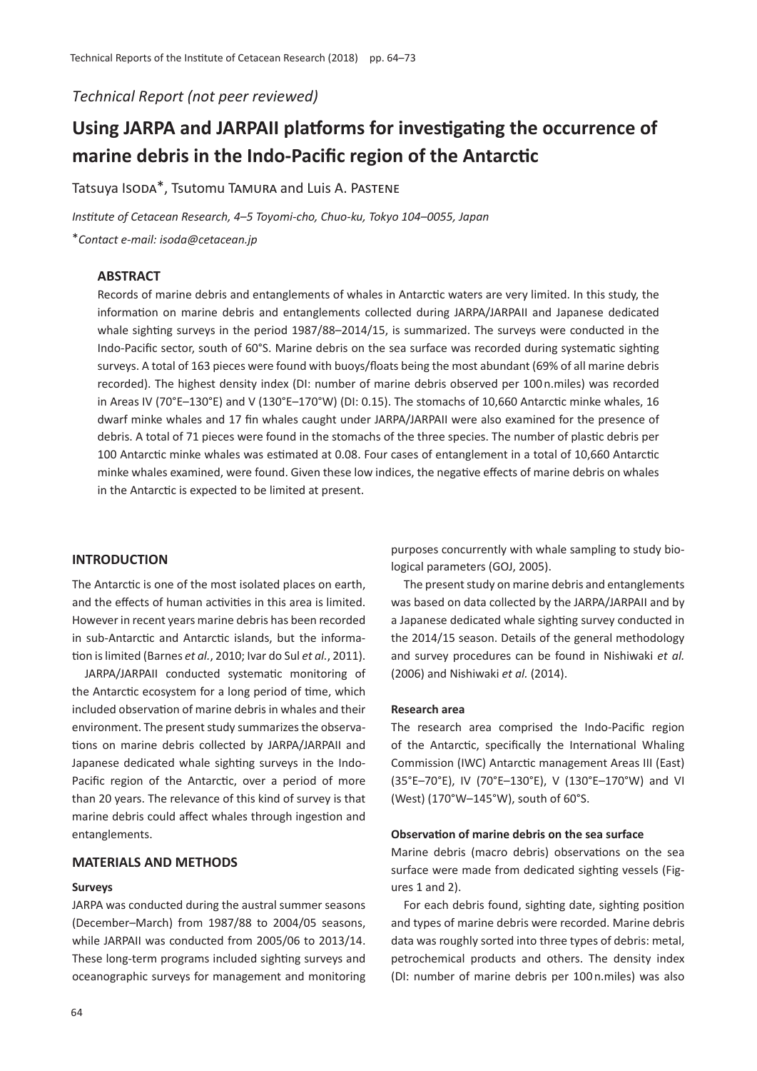*Technical Report (not peer reviewed)*

# Using JARPA and JARPAII platforms for investigating the occurrence of marine debris in the Indo-Pacific region of the Antarctic

Tatsuya Isoda*, Tsutomu Tamura and Luis A. Pastene

*Institute of Cetacean Research, 4–5 Toyomi-cho, Chuo-ku, Tokyo 104–0055, Japan*

**Contact e-mail: isoda@cetacean.jp*

## ABSTRACT

Records of marine debris and entanglements of whales in Antarctic waters are very limited. In this study, the information on marine debris and entanglements collected during JARPA/JARPAII and Japanese dedicated whale sighting surveys in the period 1987/88–2014/15, is summarized. The surveys were conducted in the Indo-Pacific sector, south of 60°S. Marine debris on the sea surface was recorded during systematic sighting surveys. A total of 163 pieces were found with buoys/floats being the most abundant (69% of all marine debris recorded). The highest density index (DI: number of marine debris observed per 100 n.miles) was recorded in Areas IV (70°E–130°E) and V (130°E–170°W) (DI: 0.15). The stomachs of 10,660 Antarctic minke whales, 16 dwarf minke whales and 17 fin whales caught under JARPA/JARPAII were also examined for the presence of debris. A total of 71 pieces were found in the stomachs of the three species. The number of plastic debris per 100 Antarctic minke whales was estimated at 0.08. Four cases of entanglement in a total of 10,660 Antarctic minke whales examined, were found. Given these low indices, the negative effects of marine debris on whales in the Antarctic is expected to be limited at present.

## INTRODUCTION

The Antarctic is one of the most isolated places on earth, and the effects of human activities in this area is limited. However in recent years marine debris has been recorded in sub-Antarctic and Antarctic islands, but the information is limited (Barnes *et al.*, 2010; Ivar do Sul *et al.*, 2011).

JARPA/JARPAII conducted systematic monitoring of the Antarctic ecosystem for a long period of time, which included observation of marine debris in whales and their environment. The present study summarizes the observations on marine debris collected by JARPA/JARPAII and Japanese dedicated whale sighting surveys in the Indo-Pacific region of the Antarctic, over a period of more than 20 years. The relevance of this kind of survey is that marine debris could affect whales through ingestion and entanglements.

## MATERIALS AND METHODS

### Surveys

JARPA was conducted during the austral summer seasons (December–March) from 1987/88 to 2004/05 seasons, while JARPAII was conducted from 2005/06 to 2013/14. These long-term programs included sighting surveys and oceanographic surveys for management and monitoring purposes concurrently with whale sampling to study biological parameters (GOJ, 2005).

The present study on marine debris and entanglements was based on data collected by the JARPA/JARPAII and by a Japanese dedicated whale sighting survey conducted in the 2014/15 season. Details of the general methodology and survey procedures can be found in Nishiwaki *et al.* (2006) and Nishiwaki *et al.* (2014).

### Research area

The research area comprised the Indo-Pacific region of the Antarctic, specifically the International Whaling Commission (IWC) Antarctic management Areas III (East) (35°E–70°E), IV (70°E–130°E), V (130°E–170°W) and VI (West) (170°W–145°W), south of 60°S.

### Observation of marine debris on the sea surface

Marine debris (macro debris) observations on the sea surface were made from dedicated sighting vessels (Figures 1 and 2).

For each debris found, sighting date, sighting position and types of marine debris were recorded. Marine debris data was roughly sorted into three types of debris: metal, petrochemical products and others. The density index (DI: number of marine debris per 100 n.miles) was also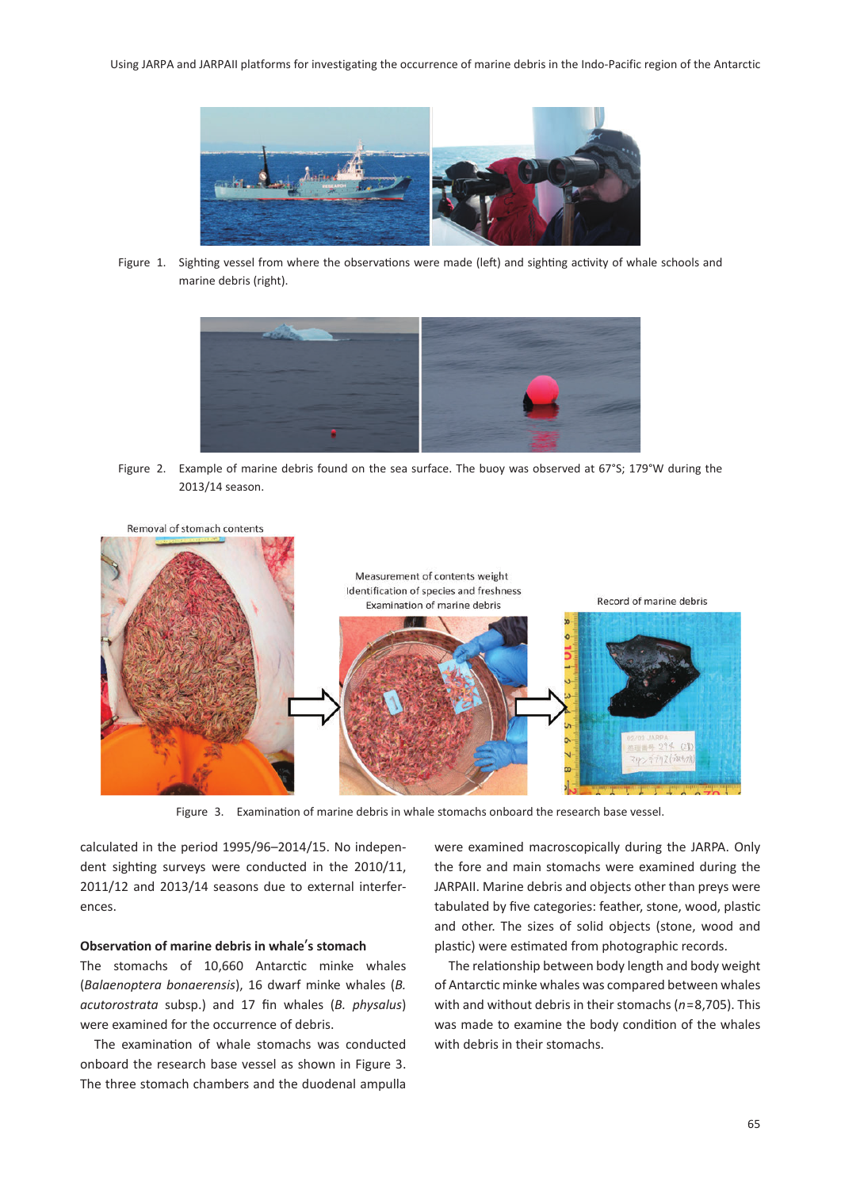Figure 1. Sighting vessel from where the observations were made (left) and sighting activity of whale schools and marine debris (right).

Figure 2. Example of marine debris found on the sea surface. The buoy was observed at 67°S; 179°W during the 2013/14 season.

Figure 3. Examination of marine debris in whale stomachs onboard the research base vessel.

calculated in the period 1995/96–2014/15. No independent sighting surveys were conducted in the 2010/11, 2011/12 and 2013/14 seasons due to external interferences.

**Observation of marine debris in whale's stomach**

The stomachs of 10,660 Antarctic minke whales (*Balaenoptera bonaerensis*), 16 dwarf minke whales (*B. acutorostrata* subsp.) and 17 fin whales (*B. physalus*) were examined for the occurrence of debris.

The examination of whale stomachs was conducted onboard the research base vessel as shown in Figure 3. The three stomach chambers and the duodenal ampulla were examined macroscopically during the JARPA. Only the fore and main stomachs were examined during the JARPAII. Marine debris and objects other than preys were tabulated by five categories: feather, stone, wood, plastic and other. The sizes of solid objects (stone, wood and plastic) were estimated from photographic records.

The relationship between body length and body weight of Antarctic minke whales was compared between whales with and without debris in their stomachs ($n$=8,705). This was made to examine the body condition of the whales with debris in their stomachs.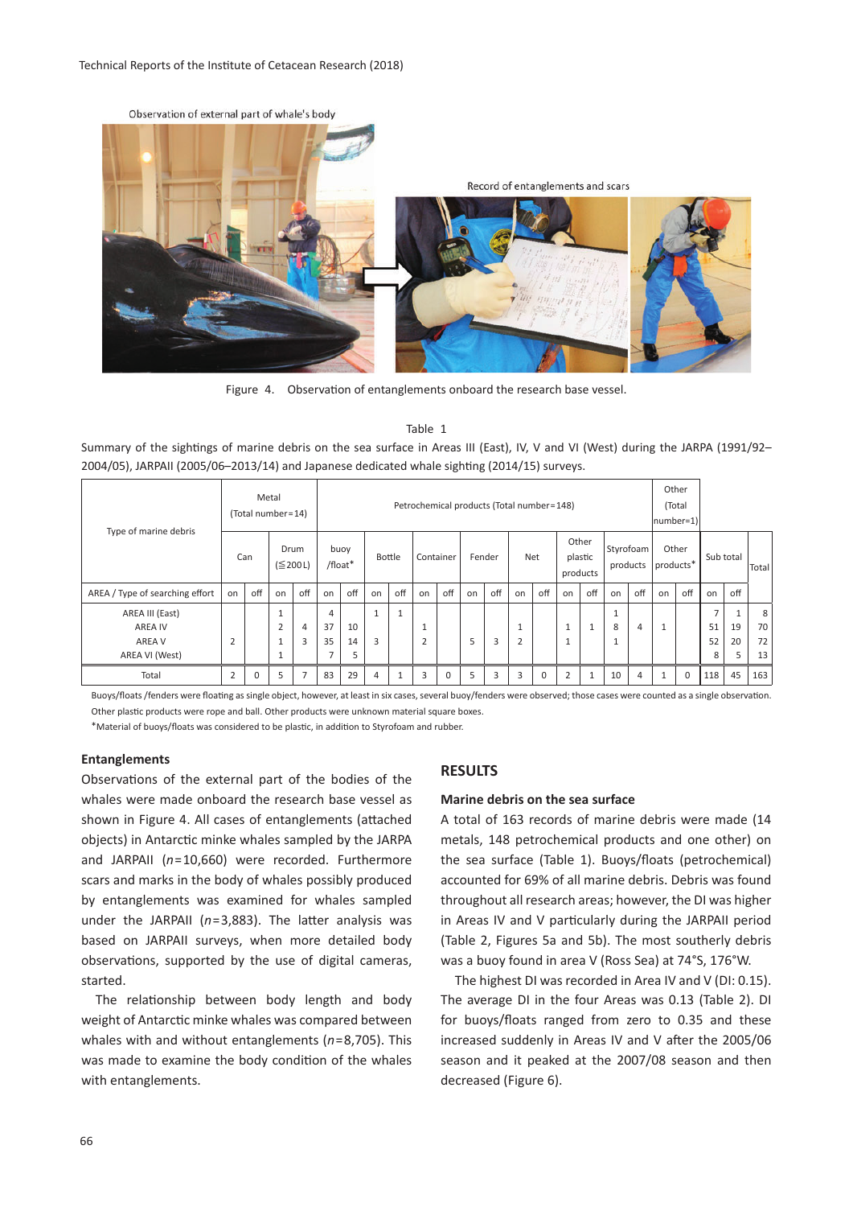Figure 4. Observation of entanglements onboard the research base vessel.

Table 1

Summary of the sightings of marine debris on the sea surface in Areas III (East), IV, V and VI (West) during the JARPA (1991/92–2004/05), JARPAII (2005/06–2013/14) and Japanese dedicated whale sighting (2014/15) surveys.

| Type of marine debris | Metal (Total number=14) | | | | Petrochemical products (Total number=148) | | | | | | | | | | | | | | | | Other (Total number=1) | | | | |
|---|---|---|---|---|---|---|---|---|---|---|---|---|---|---|---|---|---|---|---|---|---|---|---|---|---|
| | Can | | Drum (≦200 L) | | buoy /float* | | Bottle | | Container | | Fender | | Net | | Other plastic products | | Styrofoam products | | Other products* | | Sub total | | Total |
| AREA / Type of searching effort | on | off | on | off | on | off | on | off | on | off | on | off | on | off | on | off | on | off | on | off | on | off | |
| AREA III (East) | | | 1 | | 4 | | 1 | 1 | | | | | | | | | 1 | | | | 7 | 1 | 8 |
| AREA IV | | | 2 | 4 | 37 | 10 | | | 1 | | | | 1 | | 1 | 1 | 8 | 4 | 1 | | 51 | 19 | 70 |
| AREA V | 2 | | 1 | 3 | 35 | 14 | 3 | | 2 | | 5 | 3 | 2 | | 1 | | 1 | | | | 52 | 20 | 72 |
| AREA VI (West) | | | 1 | | 7 | 5 | | | | | | | | | | | | | | | 8 | 5 | 13 |
| Total | 2 | 0 | 5 | 7 | 83 | 29 | 4 | 1 | 3 | 0 | 5 | 3 | 3 | 0 | 2 | 1 | 10 | 4 | 1 | 0 | 118 | 45 | 163 |

Buoys/floats /fenders were floating as single object, however, at least in six cases, several buoy/fenders were observed; those cases were counted as a single observation.
Other plastic products were rope and ball. Other products were unknown material square boxes.
*Material of buoys/floats was considered to be plastic, in addition to Styrofoam and rubber.

### Entanglements

Observations of the external part of the bodies of the whales were made onboard the research base vessel as shown in Figure 4. All cases of entanglements (attached objects) in Antarctic minke whales sampled by the JARPA and JARPAII ($n$=10,660) were recorded. Furthermore scars and marks in the body of whales possibly produced by entanglements was examined for whales sampled under the JARPAII ($n$=3,883). The latter analysis was based on JARPAII surveys, when more detailed body observations, supported by the use of digital cameras, started.

The relationship between body length and body weight of Antarctic minke whales was compared between whales with and without entanglements ($n$=8,705). This was made to examine the body condition of the whales with entanglements.

## RESULTS

### Marine debris on the sea surface

A total of 163 records of marine debris were made (14 metals, 148 petrochemical products and one other) on the sea surface (Table 1). Buoys/floats (petrochemical) accounted for 69% of all marine debris. Debris was found throughout all research areas; however, the DI was higher in Areas IV and V particularly during the JARPAII period (Table 2, Figures 5a and 5b). The most southerly debris was a buoy found in area V (Ross Sea) at 74°S, 176°W.

The highest DI was recorded in Area IV and V (DI: 0.15). The average DI in the four Areas was 0.13 (Table 2). DI for buoys/floats ranged from zero to 0.35 and these increased suddenly in Areas IV and V after the 2005/06 season and it peaked at the 2007/08 season and then decreased (Figure 6).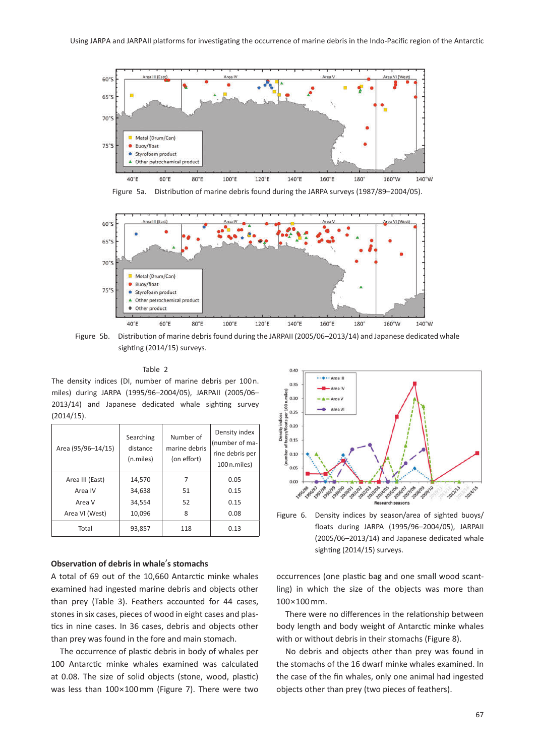Figure 5a. Distribution of marine debris found during the JARPA surveys (1987/89–2004/05).

Figure 5b. Distribution of marine debris found during the JARPAII (2005/06–2013/14) and Japanese dedicated whale sighting (2014/15) surveys.

Table 2

The density indices (DI, number of marine debris per 100 n. miles) during JARPA (1995/96–2004/05), JARPAII (2005/06–2013/14) and Japanese dedicated whale sighting survey (2014/15).

| Area (95/96–14/15) | Searching distance (n.miles) | Number of marine debris (on effort) | Density index (number of marine debris per 100 n.miles) |
|---|---|---|---|
| Area III (East) | 14,570 | 7 | 0.05 |
| Area IV | 34,638 | 51 | 0.15 |
| Area V | 34,554 | 52 | 0.15 |
| Area VI (West) | 10,096 | 8 | 0.08 |
| Total | 93,857 | 118 | 0.13 |

Figure 6. Density indices by season/area of sighted buoys/floats during JARPA (1995/96–2004/05), JARPAII (2005/06–2013/14) and Japanese dedicated whale sighting (2014/15) surveys.

### Observation of debris in whale's stomachs

A total of 69 out of the 10,660 Antarctic minke whales examined had ingested marine debris and objects other than prey (Table 3). Feathers accounted for 44 cases, stones in six cases, pieces of wood in eight cases and plastics in nine cases. In 36 cases, debris and objects other than prey was found in the fore and main stomach.

The occurrence of plastic debris in body of whales per 100 Antarctic minke whales examined was calculated at 0.08. The size of solid objects (stone, wood, plastic) was less than 100×100 mm (Figure 7). There were two occurrences (one plastic bag and one small wood scantling) in which the size of the objects was more than 100×100 mm.

There were no differences in the relationship between body length and body weight of Antarctic minke whales with or without debris in their stomachs (Figure 8).

No debris and objects other than prey was found in the stomachs of the 16 dwarf minke whales examined. In the case of the fin whales, only one animal had ingested objects other than prey (two pieces of feathers).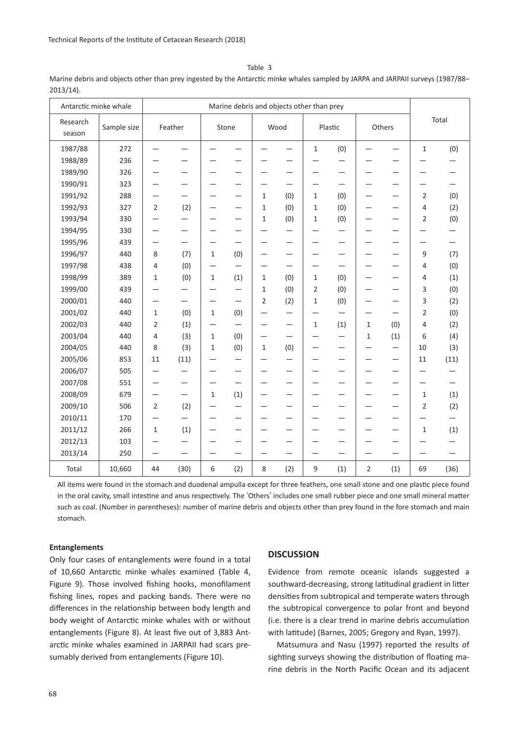Table 3

Marine debris and objects other than prey ingested by the Antarctic minke whales sampled by JARPA and JARPAII surveys (1987/88–2013/14).

| Antarctic minke whale | | Marine debris and objects other than prey | | | | | | | | | | | |
|---|---|---|---|---|---|---|---|---|---|---|---|---|---|
| Research season | Sample size | Feather | | Stone | | Wood | | Plastic | | Others | | Total | |
| 1987/88 | 272 | — | — | — | — | — | — | 1 | (0) | — | — | 1 | (0) |
| 1988/89 | 236 | — | — | — | — | — | — | — | — | — | — | — | — |
| 1989/90 | 326 | — | — | — | — | — | — | — | — | — | — | — | — |
| 1990/91 | 323 | — | — | — | — | — | — | — | — | — | — | — | — |
| 1991/92 | 288 | — | — | — | — | 1 | (0) | 1 | (0) | — | — | 2 | (0) |
| 1992/93 | 327 | 2 | (2) | — | — | 1 | (0) | 1 | (0) | — | — | 4 | (2) |
| 1993/94 | 330 | — | — | — | — | 1 | (0) | 1 | (0) | — | — | 2 | (0) |
| 1994/95 | 330 | — | — | — | — | — | — | — | — | — | — | — | — |
| 1995/96 | 439 | — | — | — | — | — | — | — | — | — | — | — | — |
| 1996/97 | 440 | 8 | (7) | 1 | (0) | — | — | — | — | — | — | 9 | (7) |
| 1997/98 | 438 | 4 | (0) | — | — | — | — | — | — | — | — | 4 | (0) |
| 1998/99 | 389 | 1 | (0) | 1 | (1) | 1 | (0) | 1 | (0) | — | — | 4 | (1) |
| 1999/00 | 439 | — | — | — | — | 1 | (0) | 2 | (0) | — | — | 3 | (0) |
| 2000/01 | 440 | — | — | — | — | 2 | (2) | 1 | (0) | — | — | 3 | (2) |
| 2001/02 | 440 | 1 | (0) | 1 | (0) | — | — | — | — | — | — | 2 | (0) |
| 2002/03 | 440 | 2 | (1) | — | — | — | — | 1 | (1) | 1 | (0) | 4 | (2) |
| 2003/04 | 440 | 4 | (3) | 1 | (0) | — | — | — | — | 1 | (1) | 6 | (4) |
| 2004/05 | 440 | 8 | (3) | 1 | (0) | 1 | (0) | — | — | — | — | 10 | (3) |
| 2005/06 | 853 | 11 | (11) | — | — | — | — | — | — | — | — | 11 | (11) |
| 2006/07 | 505 | — | — | — | — | — | — | — | — | — | — | — | — |
| 2007/08 | 551 | — | — | — | — | — | — | — | — | — | — | — | — |
| 2008/09 | 679 | — | — | 1 | (1) | — | — | — | — | — | — | 1 | (1) |
| 2009/10 | 506 | 2 | (2) | — | — | — | — | — | — | — | — | 2 | (2) |
| 2010/11 | 170 | — | — | — | — | — | — | — | — | — | — | — | — |
| 2011/12 | 266 | 1 | (1) | — | — | — | — | — | — | — | — | 1 | (1) |
| 2012/13 | 103 | — | — | — | — | — | — | — | — | — | — | — | — |
| 2013/14 | 250 | — | — | — | — | — | — | — | — | — | — | — | — |
| Total | 10,660 | 44 | (30) | 6 | (2) | 8 | (2) | 9 | (1) | 2 | (1) | 69 | (36) |

All items were found in the stomach and duodenal ampulla except for three feathers, one small stone and one plastic piece found in the oral cavity, small intestine and anus respectively. The 'Others' includes one small rubber piece and one small mineral matter such as coal. (Number in parentheses): number of marine debris and objects other than prey found in the fore stomach and main stomach.

**Entanglements**

Only four cases of entanglements were found in a total of 10,660 Antarctic minke whales examined (Table 4, Figure 9). Those involved fishing hooks, monofilament fishing lines, ropes and packing bands. There were no differences in the relationship between body length and body weight of Antarctic minke whales with or without entanglements (Figure 8). At least five out of 3,883 Antarctic minke whales examined in JARPAII had scars presumably derived from entanglements (Figure 10).

## DISCUSSION

Evidence from remote oceanic islands suggested a southward-decreasing, strong latitudinal gradient in litter densities from subtropical and temperate waters through the subtropical convergence to polar front and beyond (i.e. there is a clear trend in marine debris accumulation with latitude) (Barnes, 2005; Gregory and Ryan, 1997).

Matsumura and Nasu (1997) reported the results of sighting surveys showing the distribution of floating marine debris in the North Pacific Ocean and its adjacent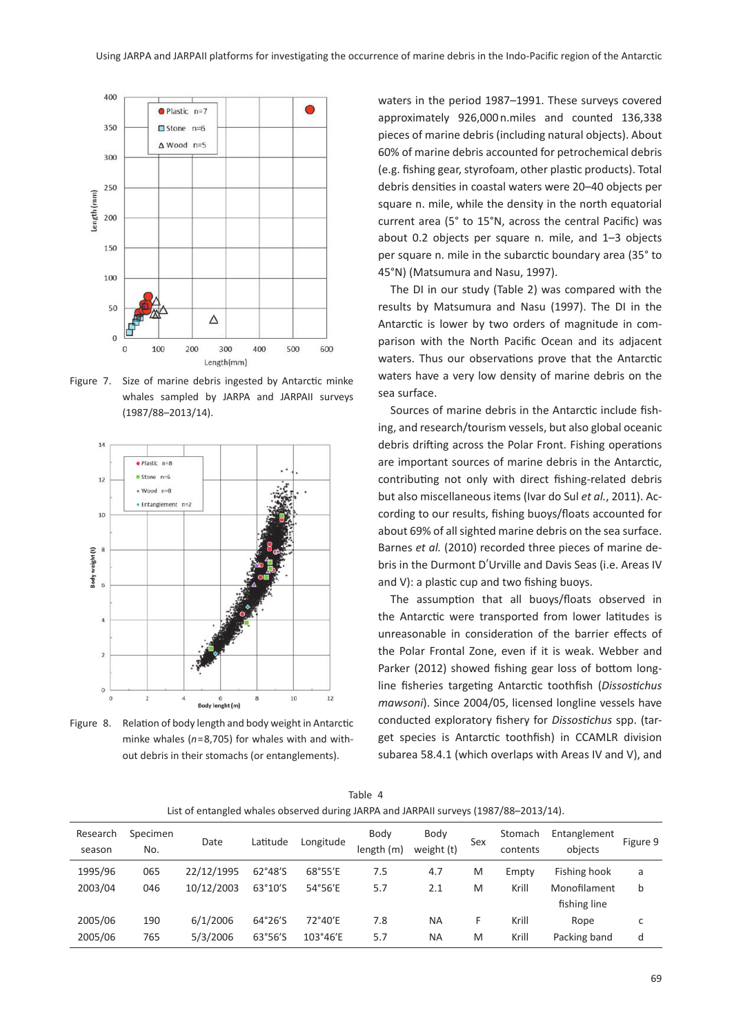Figure 7. Size of marine debris ingested by Antarctic minke whales sampled by JARPA and JARPAII surveys (1987/88–2013/14).

Figure 8. Relation of body length and body weight in Antarctic minke whales ($n$=8,705) for whales with and without debris in their stomachs (or entanglements).

waters in the period 1987–1991. These surveys covered approximately 926,000 n.miles and counted 136,338 pieces of marine debris (including natural objects). About 60% of marine debris accounted for petrochemical debris (e.g. fishing gear, styrofoam, other plastic products). Total debris densities in coastal waters were 20–40 objects per square n. mile, while the density in the north equatorial current area (5° to 15°N, across the central Pacific) was about 0.2 objects per square n. mile, and 1–3 objects per square n. mile in the subarctic boundary area (35° to 45°N) (Matsumura and Nasu, 1997).

The DI in our study (Table 2) was compared with the results by Matsumura and Nasu (1997). The DI in the Antarctic is lower by two orders of magnitude in comparison with the North Pacific Ocean and its adjacent waters. Thus our observations prove that the Antarctic waters have a very low density of marine debris on the sea surface.

Sources of marine debris in the Antarctic include fishing, and research/tourism vessels, but also global oceanic debris drifting across the Polar Front. Fishing operations are important sources of marine debris in the Antarctic, contributing not only with direct fishing-related debris but also miscellaneous items (Ivar do Sul *et al.*, 2011). According to our results, fishing buoys/floats accounted for about 69% of all sighted marine debris on the sea surface. Barnes *et al.* (2010) recorded three pieces of marine debris in the Durmont D'Urville and Davis Seas (i.e. Areas IV and V): a plastic cup and two fishing buoys.

The assumption that all buoys/floats observed in the Antarctic were transported from lower latitudes is unreasonable in consideration of the barrier effects of the Polar Frontal Zone, even if it is weak. Webber and Parker (2012) showed fishing gear loss of bottom longline fisheries targeting Antarctic toothfish (*Dissostichus mawsoni*). Since 2004/05, licensed longline vessels have conducted exploratory fishery for *Dissostichus* spp. (target species is Antarctic toothfish) in CCAMLR division subarea 58.4.1 (which overlaps with Areas IV and V), and

Table 4
List of entangled whales observed during JARPA and JARPAII surveys (1987/88–2013/14).

| Research season | Specimen No. | Date | Latitude | Longitude | Body length (m) | Body weight (t) | Sex | Stomach contents | Entanglement objects | Figure 9 |
|---|---|---|---|---|---|---|---|---|---|---|
| 1995/96 | 065 | 22/12/1995 | 62°48'S | 68°55'E | 7.5 | 4.7 | M | Empty | Fishing hook | a |
| 2003/04 | 046 | 10/12/2003 | 63°10'S | 54°56'E | 5.7 | 2.1 | M | Krill | Monofilament fishing line | b |
| 2005/06 | 190 | 6/1/2006 | 64°26'S | 72°40'E | 7.8 | NA | F | Krill | Rope | c |
| 2005/06 | 765 | 5/3/2006 | 63°56'S | 103°46'E | 5.7 | NA | M | Krill | Packing band | d |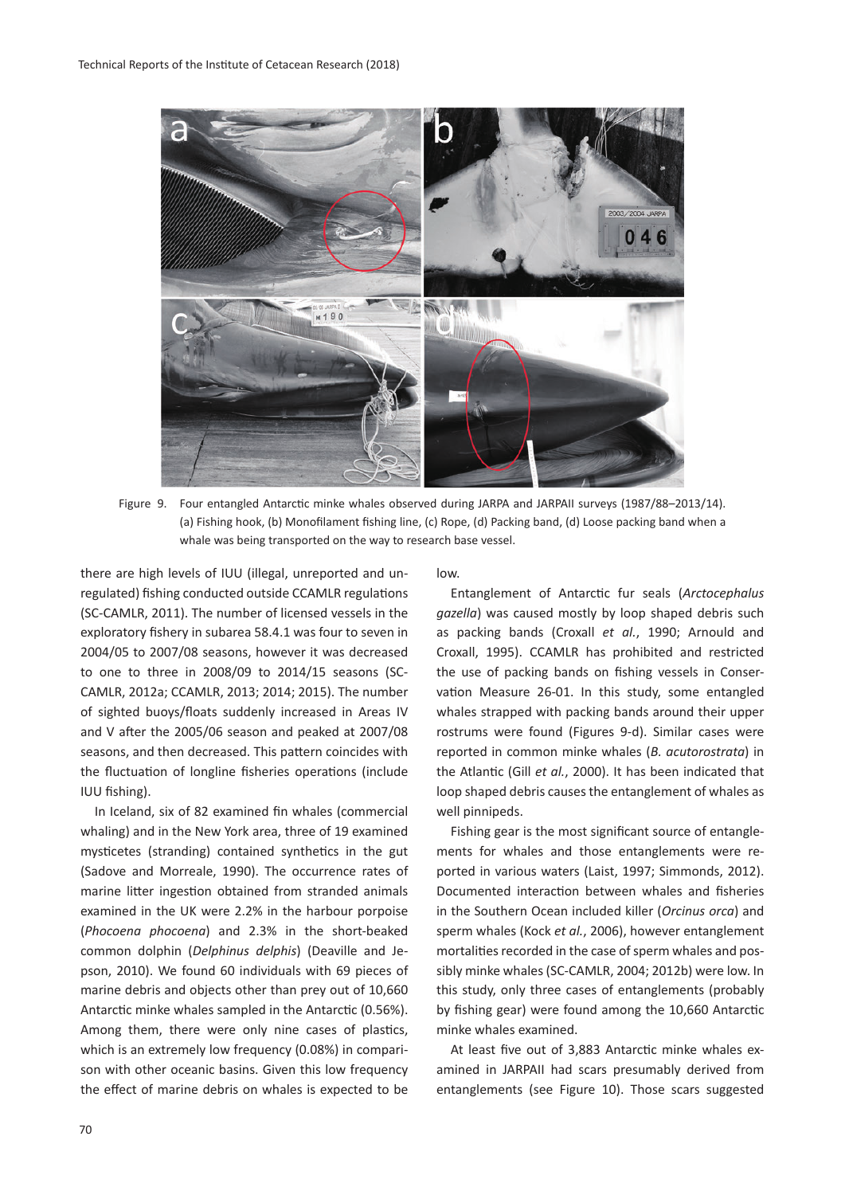Figure 9. Four entangled Antarctic minke whales observed during JARPA and JARPAII surveys (1987/88–2013/14). (a) Fishing hook, (b) Monofilament fishing line, (c) Rope, (d) Packing band, (d) Loose packing band when a whale was being transported on the way to research base vessel.

there are high levels of IUU (illegal, unreported and unregulated) fishing conducted outside CCAMLR regulations (SC-CAMLR, 2011). The number of licensed vessels in the exploratory fishery in subarea 58.4.1 was four to seven in 2004/05 to 2007/08 seasons, however it was decreased to one to three in 2008/09 to 2014/15 seasons (SC-CAMLR, 2012a; CCAMLR, 2013; 2014; 2015). The number of sighted buoys/floats suddenly increased in Areas IV and V after the 2005/06 season and peaked at 2007/08 seasons, and then decreased. This pattern coincides with the fluctuation of longline fisheries operations (include IUU fishing).

In Iceland, six of 82 examined fin whales (commercial whaling) and in the New York area, three of 19 examined mysticetes (stranding) contained synthetics in the gut (Sadove and Morreale, 1990). The occurrence rates of marine litter ingestion obtained from stranded animals examined in the UK were 2.2% in the harbour porpoise (*Phocoena phocoena*) and 2.3% in the short-beaked common dolphin (*Delphinus delphis*) (Deaville and Jepson, 2010). We found 60 individuals with 69 pieces of marine debris and objects other than prey out of 10,660 Antarctic minke whales sampled in the Antarctic (0.56%). Among them, there were only nine cases of plastics, which is an extremely low frequency (0.08%) in comparison with other oceanic basins. Given this low frequency the effect of marine debris on whales is expected to be low.

Entanglement of Antarctic fur seals (*Arctocephalus gazella*) was caused mostly by loop shaped debris such as packing bands (Croxall *et al.*, 1990; Arnould and Croxall, 1995). CCAMLR has prohibited and restricted the use of packing bands on fishing vessels in Conservation Measure 26-01. In this study, some entangled whales strapped with packing bands around their upper rostrums were found (Figures 9-d). Similar cases were reported in common minke whales (*B. acutorostrata*) in the Atlantic (Gill *et al.*, 2000). It has been indicated that loop shaped debris causes the entanglement of whales as well pinnipeds.

Fishing gear is the most significant source of entanglements for whales and those entanglements were reported in various waters (Laist, 1997; Simmonds, 2012). Documented interaction between whales and fisheries in the Southern Ocean included killer (*Orcinus orca*) and sperm whales (Kock *et al.*, 2006), however entanglement mortalities recorded in the case of sperm whales and possibly minke whales (SC-CAMLR, 2004; 2012b) were low. In this study, only three cases of entanglements (probably by fishing gear) were found among the 10,660 Antarctic minke whales examined.

At least five out of 3,883 Antarctic minke whales examined in JARPAII had scars presumably derived from entanglements (see Figure 10). Those scars suggested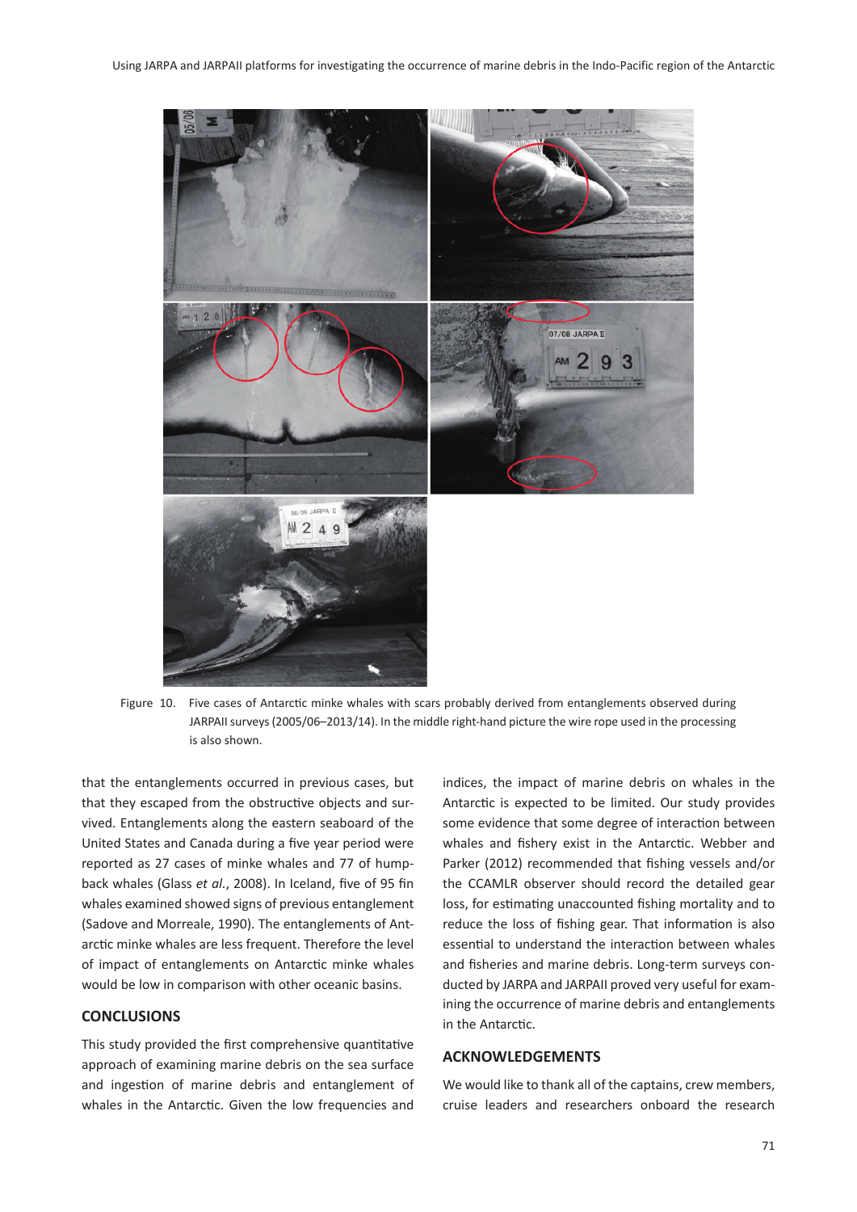Figure 10. Five cases of Antarctic minke whales with scars probably derived from entanglements observed during JARPAII surveys (2005/06–2013/14). In the middle right-hand picture the wire rope used in the processing is also shown.

that the entanglements occurred in previous cases, but that they escaped from the obstructive objects and survived. Entanglements along the eastern seaboard of the United States and Canada during a five year period were reported as 27 cases of minke whales and 77 of humpback whales (Glass *et al.*, 2008). In Iceland, five of 95 fin whales examined showed signs of previous entanglement (Sadove and Morreale, 1990). The entanglements of Antarctic minke whales are less frequent. Therefore the level of impact of entanglements on Antarctic minke whales would be low in comparison with other oceanic basins.

## CONCLUSIONS

This study provided the first comprehensive quantitative approach of examining marine debris on the sea surface and ingestion of marine debris and entanglement of whales in the Antarctic. Given the low frequencies and indices, the impact of marine debris on whales in the Antarctic is expected to be limited. Our study provides some evidence that some degree of interaction between whales and fishery exist in the Antarctic. Webber and Parker (2012) recommended that fishing vessels and/or the CCAMLR observer should record the detailed gear loss, for estimating unaccounted fishing mortality and to reduce the loss of fishing gear. That information is also essential to understand the interaction between whales and fisheries and marine debris. Long-term surveys conducted by JARPA and JARPAII proved very useful for examining the occurrence of marine debris and entanglements in the Antarctic.

## ACKNOWLEDGEMENTS

We would like to thank all of the captains, crew members, cruise leaders and researchers onboard the research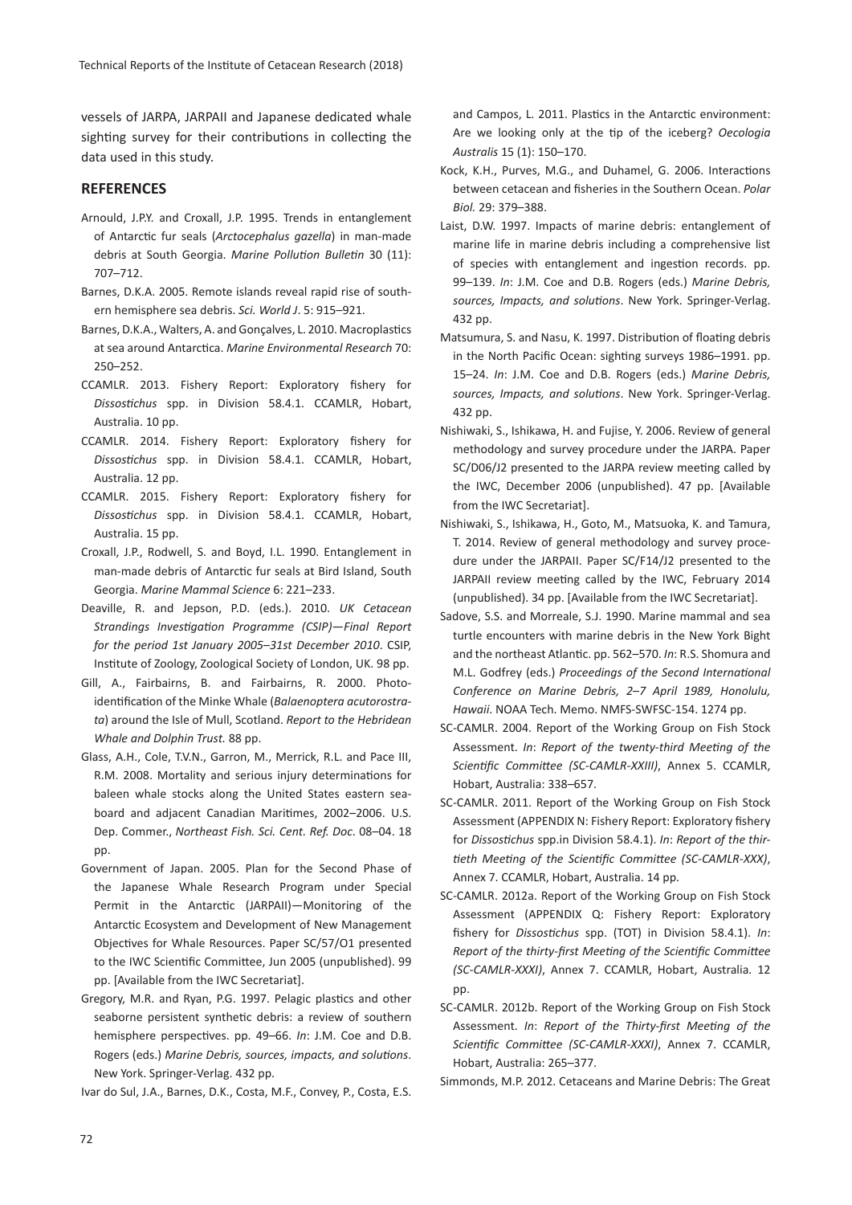vessels of JARPA, JARPAII and Japanese dedicated whale sighting survey for their contributions in collecting the data used in this study.

## REFERENCES

Arnould, J.P.Y. and Croxall, J.P. 1995. Trends in entanglement of Antarctic fur seals (*Arctocephalus gazella*) in man-made debris at South Georgia. *Marine Pollution Bulletin* 30 (11): 707–712.

Barnes, D.K.A. 2005. Remote islands reveal rapid rise of southern hemisphere sea debris. *Sci. World J*. 5: 915–921.

Barnes, D.K.A., Walters, A. and Gonçalves, L. 2010. Macroplastics at sea around Antarctica. *Marine Environmental Research* 70: 250–252.

CCAMLR. 2013. Fishery Report: Exploratory fishery for *Dissostichus* spp. in Division 58.4.1. CCAMLR, Hobart, Australia. 10 pp.

CCAMLR. 2014. Fishery Report: Exploratory fishery for *Dissostichus* spp. in Division 58.4.1. CCAMLR, Hobart, Australia. 12 pp.

CCAMLR. 2015. Fishery Report: Exploratory fishery for *Dissostichus* spp. in Division 58.4.1. CCAMLR, Hobart, Australia. 15 pp.

Croxall, J.P., Rodwell, S. and Boyd, I.L. 1990. Entanglement in man-made debris of Antarctic fur seals at Bird Island, South Georgia. *Marine Mammal Science* 6: 221–233.

Deaville, R. and Jepson, P.D. (eds.). 2010. *UK Cetacean Strandings Investigation Programme (CSIP)—Final Report for the period 1st January 2005–31st December 2010*. CSIP, Institute of Zoology, Zoological Society of London, UK. 98 pp.

Gill, A., Fairbairns, B. and Fairbairns, R. 2000. Photo-identification of the Minke Whale (*Balaenoptera acutorostrata*) around the Isle of Mull, Scotland. *Report to the Hebridean Whale and Dolphin Trust.* 88 pp.

Glass, A.H., Cole, T.V.N., Garron, M., Merrick, R.L. and Pace III, R.M. 2008. Mortality and serious injury determinations for baleen whale stocks along the United States eastern seaboard and adjacent Canadian Maritimes, 2002–2006. U.S. Dep. Commer., *Northeast Fish. Sci. Cent. Ref. Doc*. 08–04. 18 pp.

Government of Japan. 2005. Plan for the Second Phase of the Japanese Whale Research Program under Special Permit in the Antarctic (JARPAII)—Monitoring of the Antarctic Ecosystem and Development of New Management Objectives for Whale Resources. Paper SC/57/O1 presented to the IWC Scientific Committee, Jun 2005 (unpublished). 99 pp. [Available from the IWC Secretariat].

Gregory, M.R. and Ryan, P.G. 1997. Pelagic plastics and other seaborne persistent synthetic debris: a review of southern hemisphere perspectives. pp. 49–66. *In*: J.M. Coe and D.B. Rogers (eds.) *Marine Debris, sources, impacts, and solutions*. New York. Springer-Verlag. 432 pp.

Ivar do Sul, J.A., Barnes, D.K., Costa, M.F., Convey, P., Costa, E.S. and Campos, L. 2011. Plastics in the Antarctic environment: Are we looking only at the tip of the iceberg? *Oecologia Australis* 15 (1): 150–170.

Kock, K.H., Purves, M.G., and Duhamel, G. 2006. Interactions between cetacean and fisheries in the Southern Ocean. *Polar Biol.* 29: 379–388.

Laist, D.W. 1997. Impacts of marine debris: entanglement of marine life in marine debris including a comprehensive list of species with entanglement and ingestion records. pp. 99–139. *In*: J.M. Coe and D.B. Rogers (eds.) *Marine Debris, sources, Impacts, and solutions*. New York. Springer-Verlag. 432 pp.

Matsumura, S. and Nasu, K. 1997. Distribution of floating debris in the North Pacific Ocean: sighting surveys 1986–1991. pp. 15–24. *In*: J.M. Coe and D.B. Rogers (eds.) *Marine Debris, sources, Impacts, and solutions*. New York. Springer-Verlag. 432 pp.

Nishiwaki, S., Ishikawa, H. and Fujise, Y. 2006. Review of general methodology and survey procedure under the JARPA. Paper SC/D06/J2 presented to the JARPA review meeting called by the IWC, December 2006 (unpublished). 47 pp. [Available from the IWC Secretariat].

Nishiwaki, S., Ishikawa, H., Goto, M., Matsuoka, K. and Tamura, T. 2014. Review of general methodology and survey procedure under the JARPAII. Paper SC/F14/J2 presented to the JARPAII review meeting called by the IWC, February 2014 (unpublished). 34 pp. [Available from the IWC Secretariat].

Sadove, S.S. and Morreale, S.J. 1990. Marine mammal and sea turtle encounters with marine debris in the New York Bight and the northeast Atlantic. pp. 562–570. *In*: R.S. Shomura and M.L. Godfrey (eds.) *Proceedings of the Second International Conference on Marine Debris, 2–7 April 1989, Honolulu, Hawaii*. NOAA Tech. Memo. NMFS-SWFSC-154. 1274 pp.

SC-CAMLR. 2004. Report of the Working Group on Fish Stock Assessment. *In*: *Report of the twenty-third Meeting of the Scientific Committee (SC-CAMLR-XXIII)*, Annex 5. CCAMLR, Hobart, Australia: 338–657.

SC-CAMLR. 2011. Report of the Working Group on Fish Stock Assessment (APPENDIX N: Fishery Report: Exploratory fishery for *Dissostichus* spp.in Division 58.4.1). *In*: *Report of the thirtieth Meeting of the Scientific Committee (SC-CAMLR-XXX)*, Annex 7. CCAMLR, Hobart, Australia. 14 pp.

SC-CAMLR. 2012a. Report of the Working Group on Fish Stock Assessment (APPENDIX Q: Fishery Report: Exploratory fishery for *Dissostichus* spp. (TOT) in Division 58.4.1). *In*: *Report of the thirty-first Meeting of the Scientific Committee (SC-CAMLR-XXXI)*, Annex 7. CCAMLR, Hobart, Australia. 12 pp.

SC-CAMLR. 2012b. Report of the Working Group on Fish Stock Assessment. *In*: *Report of the Thirty-first Meeting of the Scientific Committee (SC-CAMLR-XXXI)*, Annex 7. CCAMLR, Hobart, Australia: 265–377.

Simmonds, M.P. 2012. Cetaceans and Marine Debris: The Great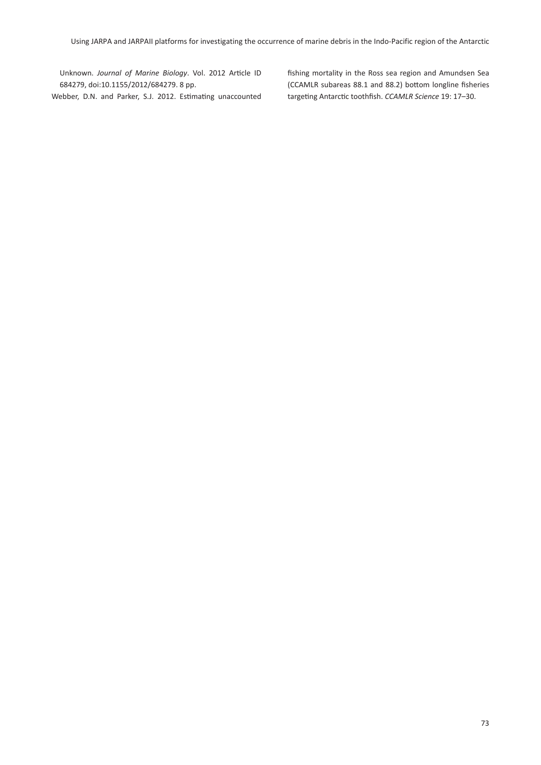Unknown. *Journal of Marine Biology*. Vol. 2012 Article ID 684279, doi:10.1155/2012/684279. 8 pp.

Webber, D.N. and Parker, S.J. 2012. Estimating unaccounted fishing mortality in the Ross sea region and Amundsen Sea (CCAMLR subareas 88.1 and 88.2) bottom longline fisheries targeting Antarctic toothfish. *CCAMLR Science* 19: 17–30.